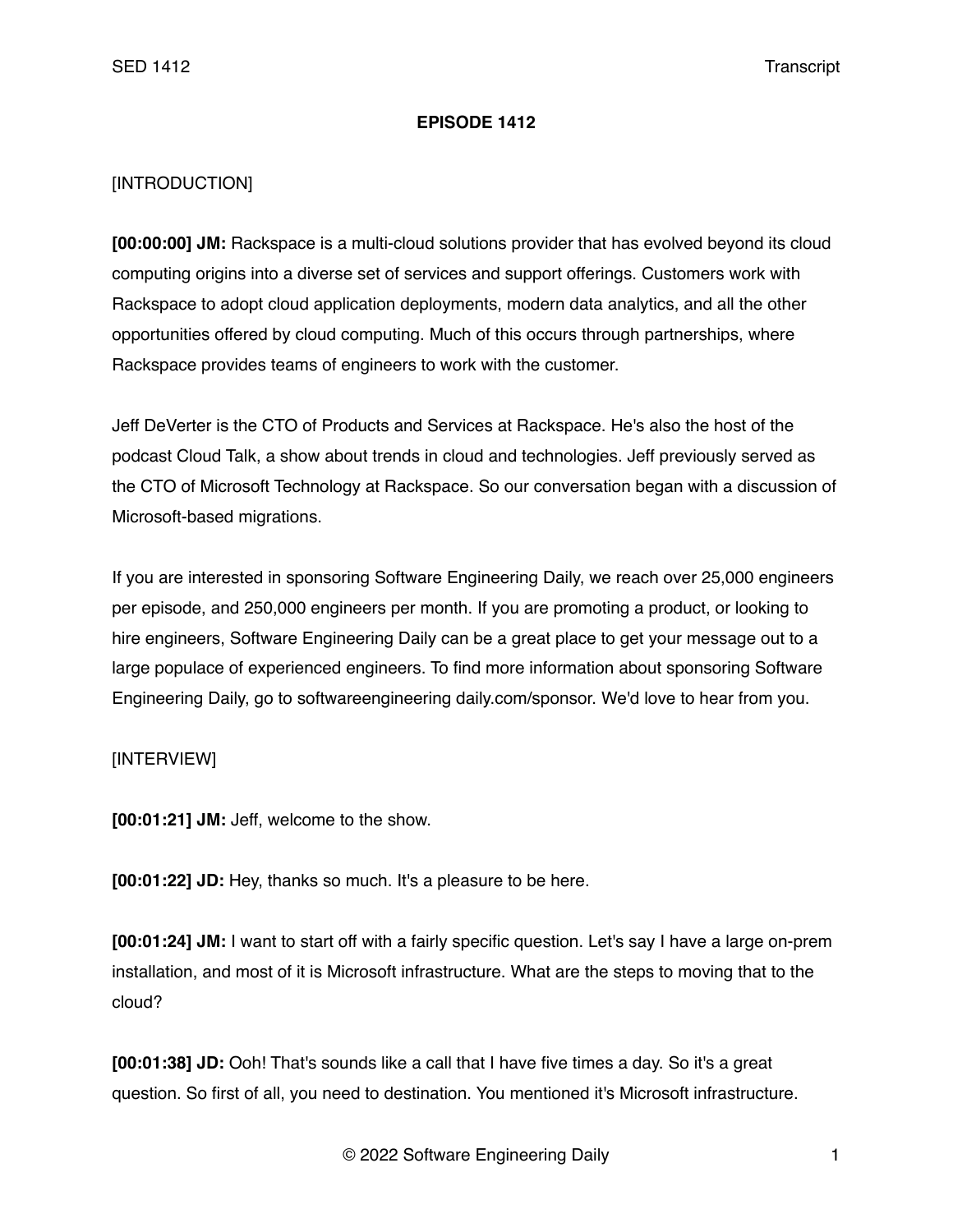**EPISODE 1412**

[INTRODUCTION]

**[00:00:00] JM:** Rackspace is a multi-cloud solutions provider that has evolved beyond its cloud computing origins into a diverse set of services and support offerings. Customers work with Rackspace to adopt cloud application deployments, modern data analytics, and all the other opportunities offered by cloud computing. Much of this occurs through partnerships, where Rackspace provides teams of engineers to work with the customer.

Jeff DeVerter is the CTO of Products and Services at Rackspace. He's also the host of the podcast Cloud Talk, a show about trends in cloud and technologies. Jeff previously served as the CTO of Microsoft Technology at Rackspace. So our conversation began with a discussion of Microsoft-based migrations.

If you are interested in sponsoring Software Engineering Daily, we reach over 25,000 engineers per episode, and 250,000 engineers per month. If you are promoting a product, or looking to hire engineers, Software Engineering Daily can be a great place to get your message out to a large populace of experienced engineers. To find more information about sponsoring Software Engineering Daily, go to softwareengineering daily.com/sponsor. We'd love to hear from you.

[INTERVIEW]

**[00:01:21] JM:** Jeff, welcome to the show.

**[00:01:22] JD:** Hey, thanks so much. It's a pleasure to be here.

**[00:01:24] JM:** I want to start off with a fairly specific question. Let's say I have a large on-prem installation, and most of it is Microsoft infrastructure. What are the steps to moving that to the cloud?

**[00:01:38] JD:** Ooh! That's sounds like a call that I have five times a day. So it's a great question. So first of all, you need to destination. You mentioned it's Microsoft infrastructure.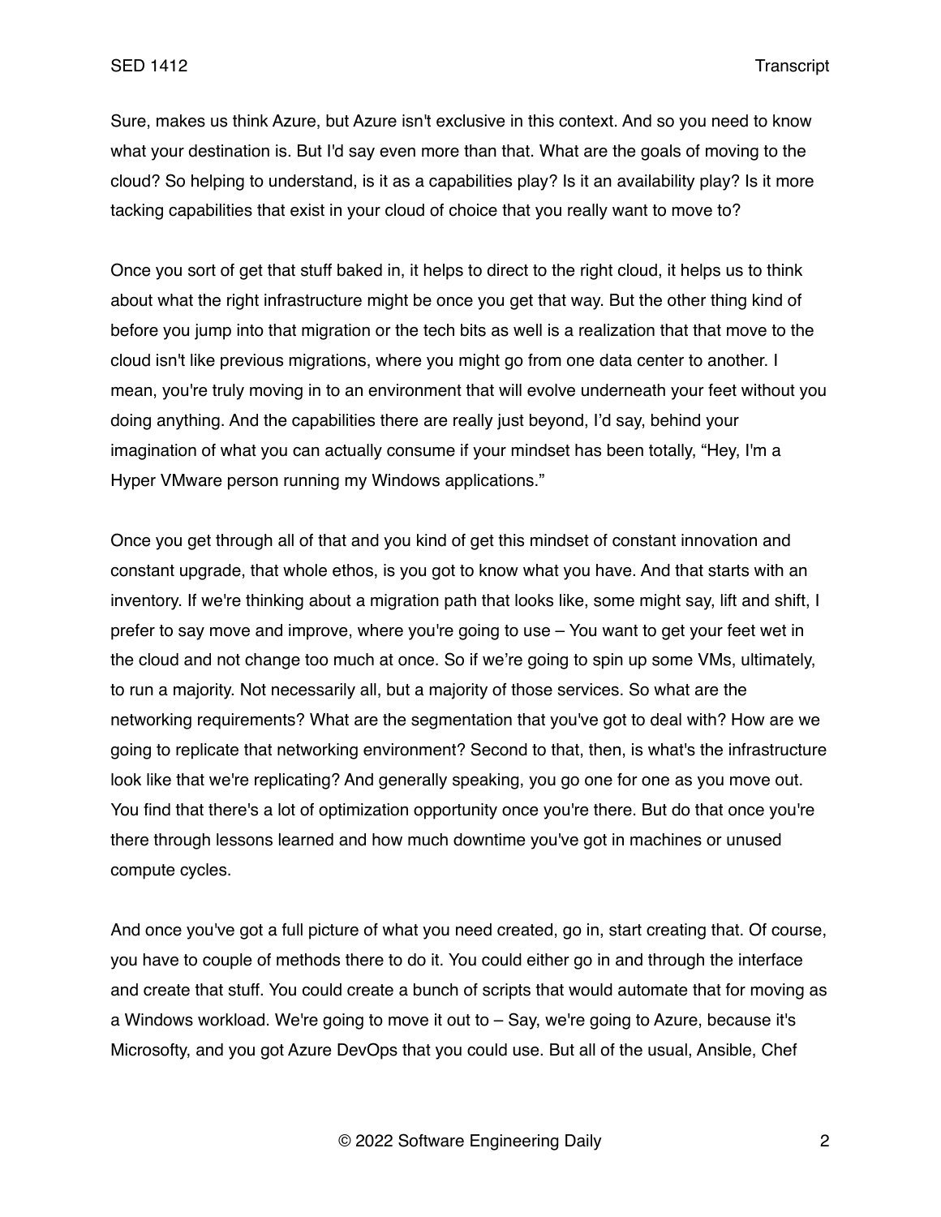Sure, makes us think Azure, but Azure isn't exclusive in this context. And so you need to know what your destination is. But I'd say even more than that. What are the goals of moving to the cloud? So helping to understand, is it as a capabilities play? Is it an availability play? Is it more tacking capabilities that exist in your cloud of choice that you really want to move to?

Once you sort of get that stuff baked in, it helps to direct to the right cloud, it helps us to think about what the right infrastructure might be once you get that way. But the other thing kind of before you jump into that migration or the tech bits as well is a realization that that move to the cloud isn't like previous migrations, where you might go from one data center to another. I mean, you're truly moving in to an environment that will evolve underneath your feet without you doing anything. And the capabilities there are really just beyond, I'd say, behind your imagination of what you can actually consume if your mindset has been totally, "Hey, I'm a Hyper VMware person running my Windows applications."

Once you get through all of that and you kind of get this mindset of constant innovation and constant upgrade, that whole ethos, is you got to know what you have. And that starts with an inventory. If we're thinking about a migration path that looks like, some might say, lift and shift, I prefer to say move and improve, where you're going to use – You want to get your feet wet in the cloud and not change too much at once. So if we're going to spin up some VMs, ultimately, to run a majority. Not necessarily all, but a majority of those services. So what are the networking requirements? What are the segmentation that you've got to deal with? How are we going to replicate that networking environment? Second to that, then, is what's the infrastructure look like that we're replicating? And generally speaking, you go one for one as you move out. You find that there's a lot of optimization opportunity once you're there. But do that once you're there through lessons learned and how much downtime you've got in machines or unused compute cycles.

And once you've got a full picture of what you need created, go in, start creating that. Of course, you have to couple of methods there to do it. You could either go in and through the interface and create that stuff. You could create a bunch of scripts that would automate that for moving as a Windows workload. We're going to move it out to – Say, we're going to Azure, because it's Microsofty, and you got Azure DevOps that you could use. But all of the usual, Ansible, Chef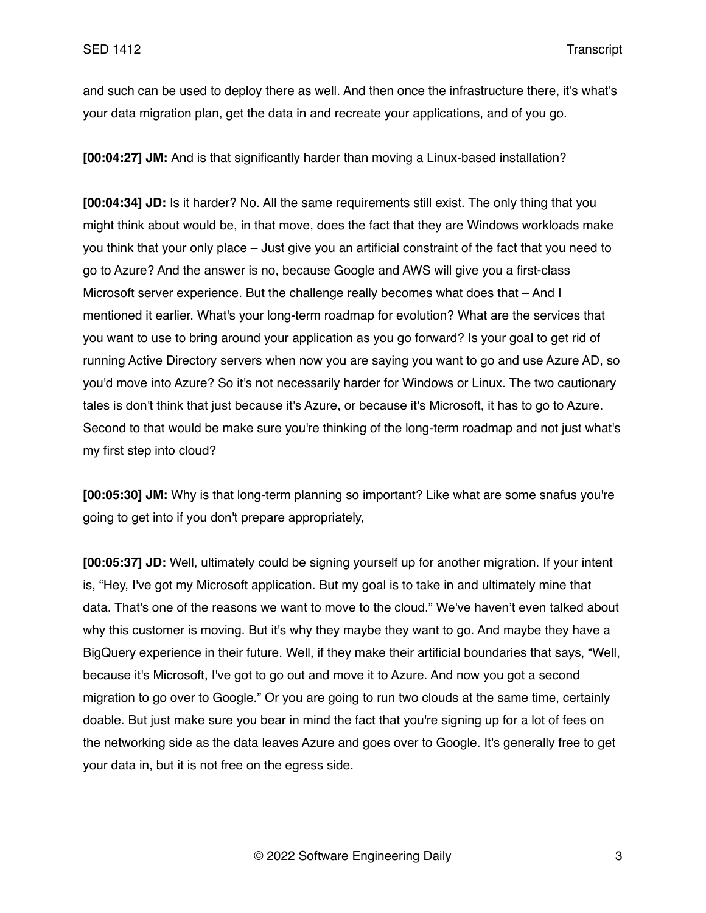and such can be used to deploy there as well. And then once the infrastructure there, it's what's your data migration plan, get the data in and recreate your applications, and of you go.

**[00:04:27] JM:** And is that significantly harder than moving a Linux-based installation?

**[00:04:34] JD:** Is it harder? No. All the same requirements still exist. The only thing that you might think about would be, in that move, does the fact that they are Windows workloads make you think that your only place – Just give you an artificial constraint of the fact that you need to go to Azure? And the answer is no, because Google and AWS will give you a first-class Microsoft server experience. But the challenge really becomes what does that – And I mentioned it earlier. What's your long-term roadmap for evolution? What are the services that you want to use to bring around your application as you go forward? Is your goal to get rid of running Active Directory servers when now you are saying you want to go and use Azure AD, so you'd move into Azure? So it's not necessarily harder for Windows or Linux. The two cautionary tales is don't think that just because it's Azure, or because it's Microsoft, it has to go to Azure. Second to that would be make sure you're thinking of the long-term roadmap and not just what's my first step into cloud?

**[00:05:30] JM:** Why is that long-term planning so important? Like what are some snafus you're going to get into if you don't prepare appropriately,

**[00:05:37] JD:** Well, ultimately could be signing yourself up for another migration. If your intent is, "Hey, I've got my Microsoft application. But my goal is to take in and ultimately mine that data. That's one of the reasons we want to move to the cloud." We've haven't even talked about why this customer is moving. But it's why they maybe they want to go. And maybe they have a BigQuery experience in their future. Well, if they make their artificial boundaries that says, "Well, because it's Microsoft, I've got to go out and move it to Azure. And now you got a second migration to go over to Google." Or you are going to run two clouds at the same time, certainly doable. But just make sure you bear in mind the fact that you're signing up for a lot of fees on the networking side as the data leaves Azure and goes over to Google. It's generally free to get your data in, but it is not free on the egress side.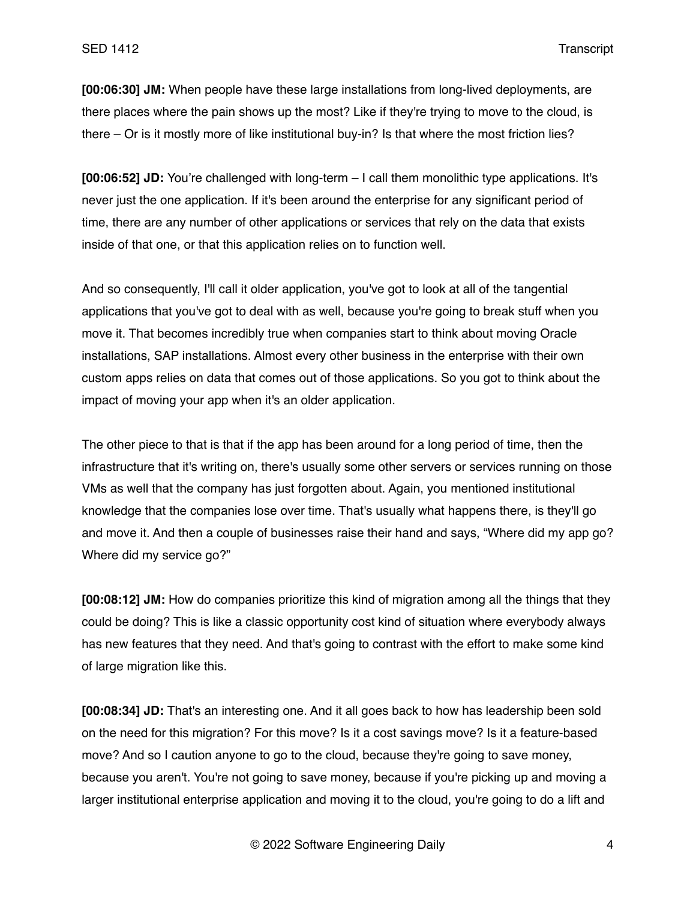**[00:06:30] JM:** When people have these large installations from long-lived deployments, are there places where the pain shows up the most? Like if they're trying to move to the cloud, is there – Or is it mostly more of like institutional buy-in? Is that where the most friction lies?

**[00:06:52] JD:** You're challenged with long-term – I call them monolithic type applications. It's never just the one application. If it's been around the enterprise for any significant period of time, there are any number of other applications or services that rely on the data that exists inside of that one, or that this application relies on to function well.

And so consequently, I'll call it older application, you've got to look at all of the tangential applications that you've got to deal with as well, because you're going to break stuff when you move it. That becomes incredibly true when companies start to think about moving Oracle installations, SAP installations. Almost every other business in the enterprise with their own custom apps relies on data that comes out of those applications. So you got to think about the impact of moving your app when it's an older application.

The other piece to that is that if the app has been around for a long period of time, then the infrastructure that it's writing on, there's usually some other servers or services running on those VMs as well that the company has just forgotten about. Again, you mentioned institutional knowledge that the companies lose over time. That's usually what happens there, is they'll go and move it. And then a couple of businesses raise their hand and says, "Where did my app go? Where did my service go?"

**[00:08:12] JM:** How do companies prioritize this kind of migration among all the things that they could be doing? This is like a classic opportunity cost kind of situation where everybody always has new features that they need. And that's going to contrast with the effort to make some kind of large migration like this.

**[00:08:34] JD:** That's an interesting one. And it all goes back to how has leadership been sold on the need for this migration? For this move? Is it a cost savings move? Is it a feature-based move? And so I caution anyone to go to the cloud, because they're going to save money, because you aren't. You're not going to save money, because if you're picking up and moving a larger institutional enterprise application and moving it to the cloud, you're going to do a lift and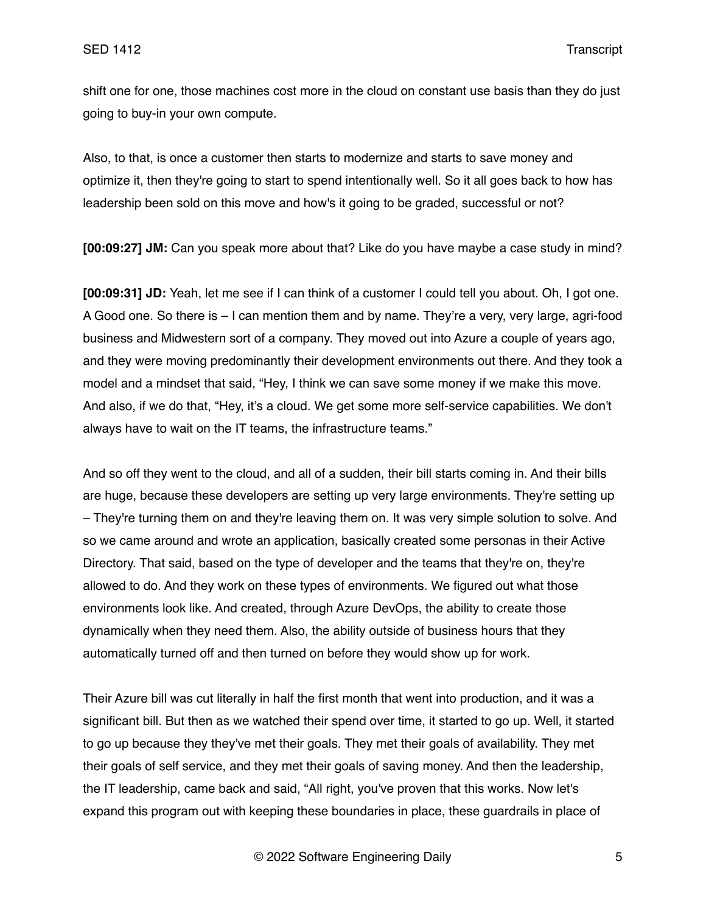shift one for one, those machines cost more in the cloud on constant use basis than they do just going to buy-in your own compute.

Also, to that, is once a customer then starts to modernize and starts to save money and optimize it, then they're going to start to spend intentionally well. So it all goes back to how has leadership been sold on this move and how's it going to be graded, successful or not?

**[00:09:27] JM:** Can you speak more about that? Like do you have maybe a case study in mind?

**[00:09:31] JD:** Yeah, let me see if I can think of a customer I could tell you about. Oh, I got one. A Good one. So there is – I can mention them and by name. They're a very, very large, agri-food business and Midwestern sort of a company. They moved out into Azure a couple of years ago, and they were moving predominantly their development environments out there. And they took a model and a mindset that said, "Hey, I think we can save some money if we make this move. And also, if we do that, "Hey, it's a cloud. We get some more self-service capabilities. We don't always have to wait on the IT teams, the infrastructure teams."

And so off they went to the cloud, and all of a sudden, their bill starts coming in. And their bills are huge, because these developers are setting up very large environments. They're setting up – They're turning them on and they're leaving them on. It was very simple solution to solve. And so we came around and wrote an application, basically created some personas in their Active Directory. That said, based on the type of developer and the teams that they're on, they're allowed to do. And they work on these types of environments. We figured out what those environments look like. And created, through Azure DevOps, the ability to create those dynamically when they need them. Also, the ability outside of business hours that they automatically turned off and then turned on before they would show up for work.

Their Azure bill was cut literally in half the first month that went into production, and it was a significant bill. But then as we watched their spend over time, it started to go up. Well, it started to go up because they they've met their goals. They met their goals of availability. They met their goals of self service, and they met their goals of saving money. And then the leadership, the IT leadership, came back and said, "All right, you've proven that this works. Now let's expand this program out with keeping these boundaries in place, these guardrails in place of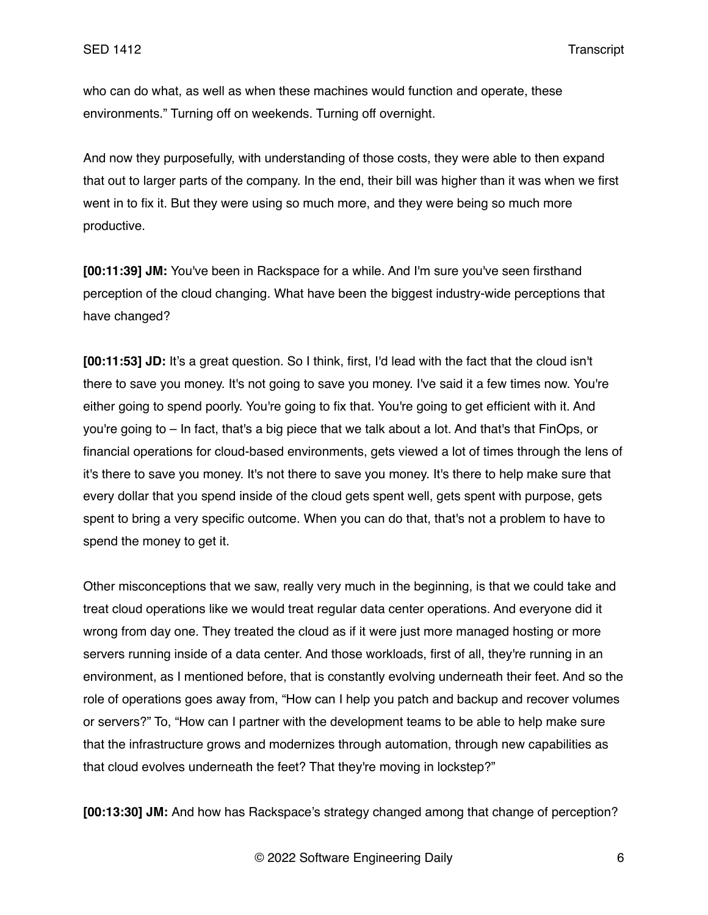who can do what, as well as when these machines would function and operate, these environments." Turning off on weekends. Turning off overnight.

And now they purposefully, with understanding of those costs, they were able to then expand that out to larger parts of the company. In the end, their bill was higher than it was when we first went in to fix it. But they were using so much more, and they were being so much more productive.

**[00:11:39] JM:** You've been in Rackspace for a while. And I'm sure you've seen firsthand perception of the cloud changing. What have been the biggest industry-wide perceptions that have changed?

**[00:11:53] JD:** It's a great question. So I think, first, I'd lead with the fact that the cloud isn't there to save you money. It's not going to save you money. I've said it a few times now. You're either going to spend poorly. You're going to fix that. You're going to get efficient with it. And you're going to – In fact, that's a big piece that we talk about a lot. And that's that FinOps, or financial operations for cloud-based environments, gets viewed a lot of times through the lens of it's there to save you money. It's not there to save you money. It's there to help make sure that every dollar that you spend inside of the cloud gets spent well, gets spent with purpose, gets spent to bring a very specific outcome. When you can do that, that's not a problem to have to spend the money to get it.

Other misconceptions that we saw, really very much in the beginning, is that we could take and treat cloud operations like we would treat regular data center operations. And everyone did it wrong from day one. They treated the cloud as if it were just more managed hosting or more servers running inside of a data center. And those workloads, first of all, they're running in an environment, as I mentioned before, that is constantly evolving underneath their feet. And so the role of operations goes away from, "How can I help you patch and backup and recover volumes or servers?" To, "How can I partner with the development teams to be able to help make sure that the infrastructure grows and modernizes through automation, through new capabilities as that cloud evolves underneath the feet? That they're moving in lockstep?"

**[00:13:30] JM:** And how has Rackspace's strategy changed among that change of perception?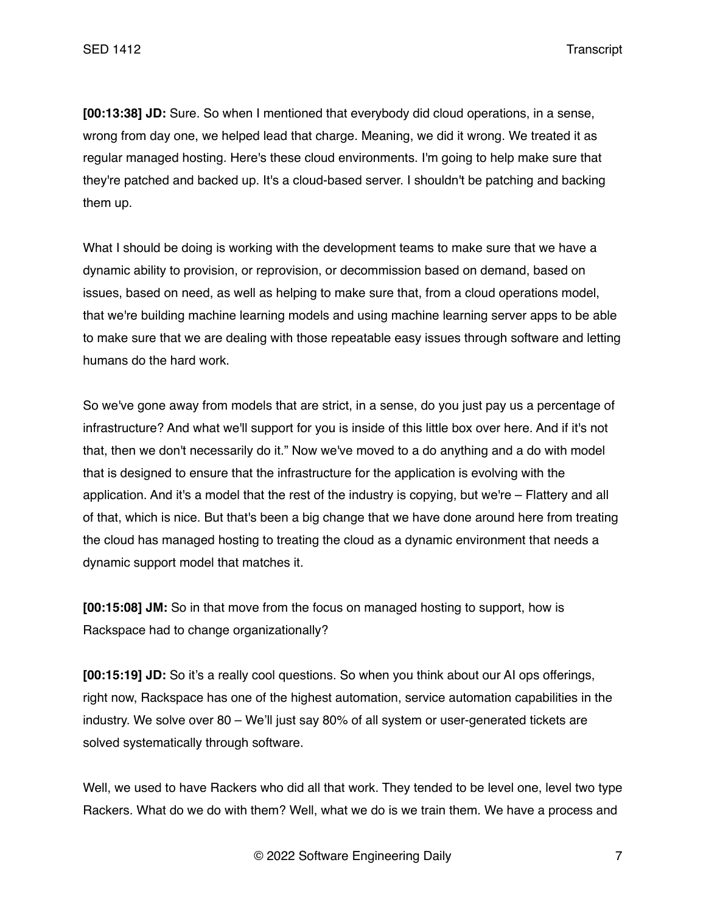**[00:13:38] JD:** Sure. So when I mentioned that everybody did cloud operations, in a sense, wrong from day one, we helped lead that charge. Meaning, we did it wrong. We treated it as regular managed hosting. Here's these cloud environments. I'm going to help make sure that they're patched and backed up. It's a cloud-based server. I shouldn't be patching and backing them up.

What I should be doing is working with the development teams to make sure that we have a dynamic ability to provision, or reprovision, or decommission based on demand, based on issues, based on need, as well as helping to make sure that, from a cloud operations model, that we're building machine learning models and using machine learning server apps to be able to make sure that we are dealing with those repeatable easy issues through software and letting humans do the hard work.

So we've gone away from models that are strict, in a sense, do you just pay us a percentage of infrastructure? And what we'll support for you is inside of this little box over here. And if it's not that, then we don't necessarily do it." Now we've moved to a do anything and a do with model that is designed to ensure that the infrastructure for the application is evolving with the application. And it's a model that the rest of the industry is copying, but we're – Flattery and all of that, which is nice. But that's been a big change that we have done around here from treating the cloud has managed hosting to treating the cloud as a dynamic environment that needs a dynamic support model that matches it.

**[00:15:08] JM:** So in that move from the focus on managed hosting to support, how is Rackspace had to change organizationally?

**[00:15:19] JD:** So it's a really cool questions. So when you think about our AI ops offerings, right now, Rackspace has one of the highest automation, service automation capabilities in the industry. We solve over 80 – We'll just say 80% of all system or user-generated tickets are solved systematically through software.

Well, we used to have Rackers who did all that work. They tended to be level one, level two type Rackers. What do we do with them? Well, what we do is we train them. We have a process and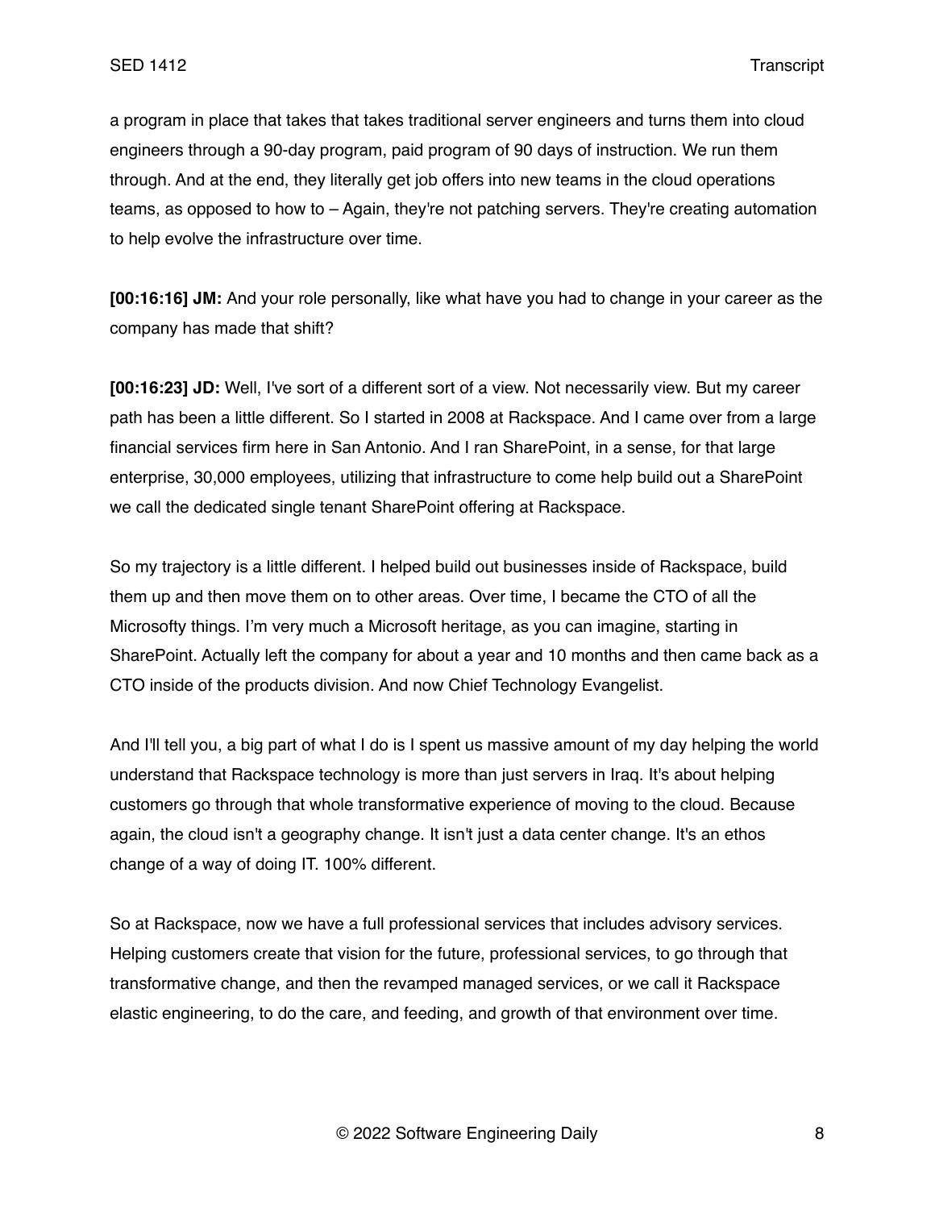a program in place that takes that takes traditional server engineers and turns them into cloud engineers through a 90-day program, paid program of 90 days of instruction. We run them through. And at the end, they literally get job offers into new teams in the cloud operations teams, as opposed to how to – Again, they're not patching servers. They're creating automation to help evolve the infrastructure over time.

**[00:16:16] JM:** And your role personally, like what have you had to change in your career as the company has made that shift?

**[00:16:23] JD:** Well, I've sort of a different sort of a view. Not necessarily view. But my career path has been a little different. So I started in 2008 at Rackspace. And I came over from a large financial services firm here in San Antonio. And I ran SharePoint, in a sense, for that large enterprise, 30,000 employees, utilizing that infrastructure to come help build out a SharePoint we call the dedicated single tenant SharePoint offering at Rackspace.

So my trajectory is a little different. I helped build out businesses inside of Rackspace, build them up and then move them on to other areas. Over time, I became the CTO of all the Microsofty things. I'm very much a Microsoft heritage, as you can imagine, starting in SharePoint. Actually left the company for about a year and 10 months and then came back as a CTO inside of the products division. And now Chief Technology Evangelist.

And I'll tell you, a big part of what I do is I spent us massive amount of my day helping the world understand that Rackspace technology is more than just servers in Iraq. It's about helping customers go through that whole transformative experience of moving to the cloud. Because again, the cloud isn't a geography change. It isn't just a data center change. It's an ethos change of a way of doing IT. 100% different.

So at Rackspace, now we have a full professional services that includes advisory services. Helping customers create that vision for the future, professional services, to go through that transformative change, and then the revamped managed services, or we call it Rackspace elastic engineering, to do the care, and feeding, and growth of that environment over time.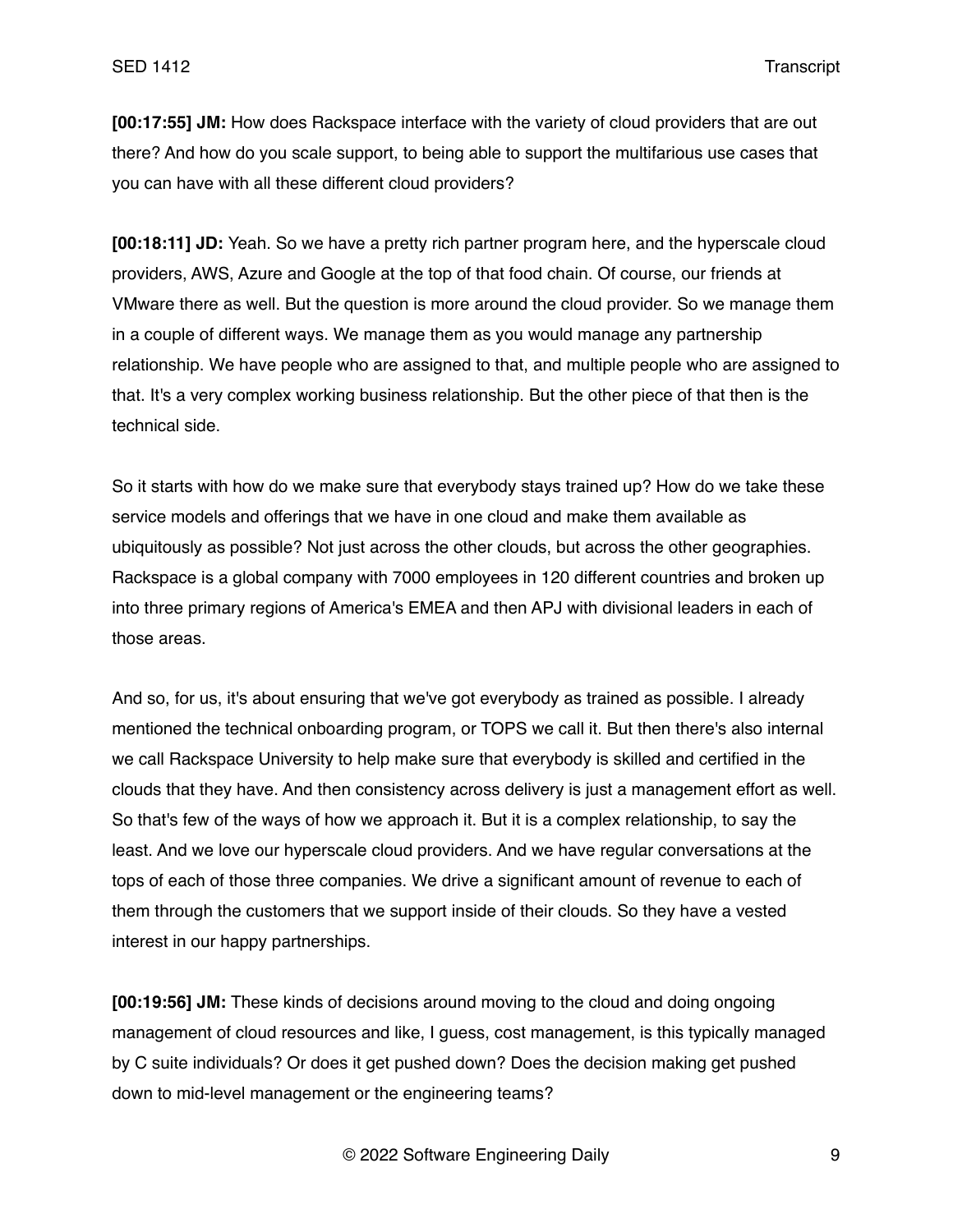**[00:17:55] JM:** How does Rackspace interface with the variety of cloud providers that are out there? And how do you scale support, to being able to support the multifarious use cases that you can have with all these different cloud providers?

**[00:18:11] JD:** Yeah. So we have a pretty rich partner program here, and the hyperscale cloud providers, AWS, Azure and Google at the top of that food chain. Of course, our friends at VMware there as well. But the question is more around the cloud provider. So we manage them in a couple of different ways. We manage them as you would manage any partnership relationship. We have people who are assigned to that, and multiple people who are assigned to that. It's a very complex working business relationship. But the other piece of that then is the technical side.

So it starts with how do we make sure that everybody stays trained up? How do we take these service models and offerings that we have in one cloud and make them available as ubiquitously as possible? Not just across the other clouds, but across the other geographies. Rackspace is a global company with 7000 employees in 120 different countries and broken up into three primary regions of America's EMEA and then APJ with divisional leaders in each of those areas.

And so, for us, it's about ensuring that we've got everybody as trained as possible. I already mentioned the technical onboarding program, or TOPS we call it. But then there's also internal we call Rackspace University to help make sure that everybody is skilled and certified in the clouds that they have. And then consistency across delivery is just a management effort as well. So that's few of the ways of how we approach it. But it is a complex relationship, to say the least. And we love our hyperscale cloud providers. And we have regular conversations at the tops of each of those three companies. We drive a significant amount of revenue to each of them through the customers that we support inside of their clouds. So they have a vested interest in our happy partnerships.

**[00:19:56] JM:** These kinds of decisions around moving to the cloud and doing ongoing management of cloud resources and like, I guess, cost management, is this typically managed by C suite individuals? Or does it get pushed down? Does the decision making get pushed down to mid-level management or the engineering teams?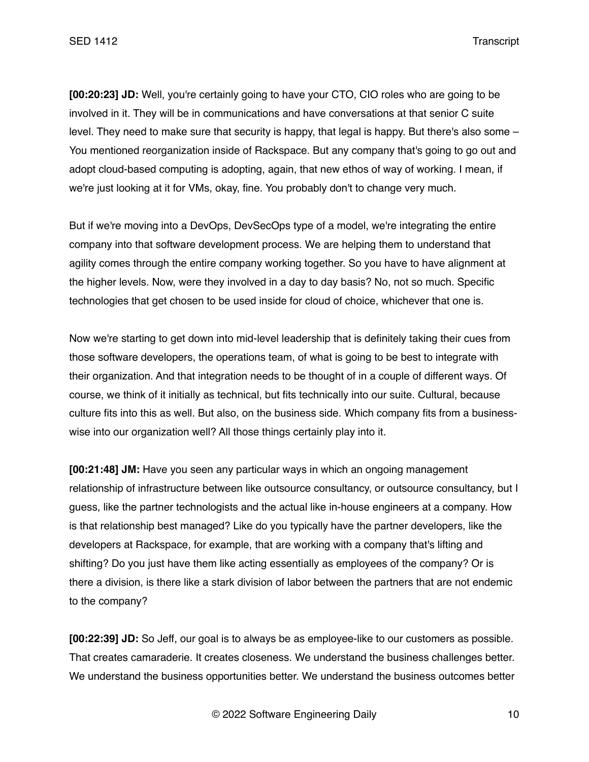**[00:20:23] JD:** Well, you're certainly going to have your CTO, CIO roles who are going to be involved in it. They will be in communications and have conversations at that senior C suite level. They need to make sure that security is happy, that legal is happy. But there's also some – You mentioned reorganization inside of Rackspace. But any company that's going to go out and adopt cloud-based computing is adopting, again, that new ethos of way of working. I mean, if we're just looking at it for VMs, okay, fine. You probably don't to change very much.

But if we're moving into a DevOps, DevSecOps type of a model, we're integrating the entire company into that software development process. We are helping them to understand that agility comes through the entire company working together. So you have to have alignment at the higher levels. Now, were they involved in a day to day basis? No, not so much. Specific technologies that get chosen to be used inside for cloud of choice, whichever that one is.

Now we're starting to get down into mid-level leadership that is definitely taking their cues from those software developers, the operations team, of what is going to be best to integrate with their organization. And that integration needs to be thought of in a couple of different ways. Of course, we think of it initially as technical, but fits technically into our suite. Cultural, because culture fits into this as well. But also, on the business side. Which company fits from a business-wise into our organization well? All those things certainly play into it.

**[00:21:48] JM:** Have you seen any particular ways in which an ongoing management relationship of infrastructure between like outsource consultancy, or outsource consultancy, but I guess, like the partner technologists and the actual like in-house engineers at a company. How is that relationship best managed? Like do you typically have the partner developers, like the developers at Rackspace, for example, that are working with a company that's lifting and shifting? Do you just have them like acting essentially as employees of the company? Or is there a division, is there like a stark division of labor between the partners that are not endemic to the company?

**[00:22:39] JD:** So Jeff, our goal is to always be as employee-like to our customers as possible. That creates camaraderie. It creates closeness. We understand the business challenges better. We understand the business opportunities better. We understand the business outcomes better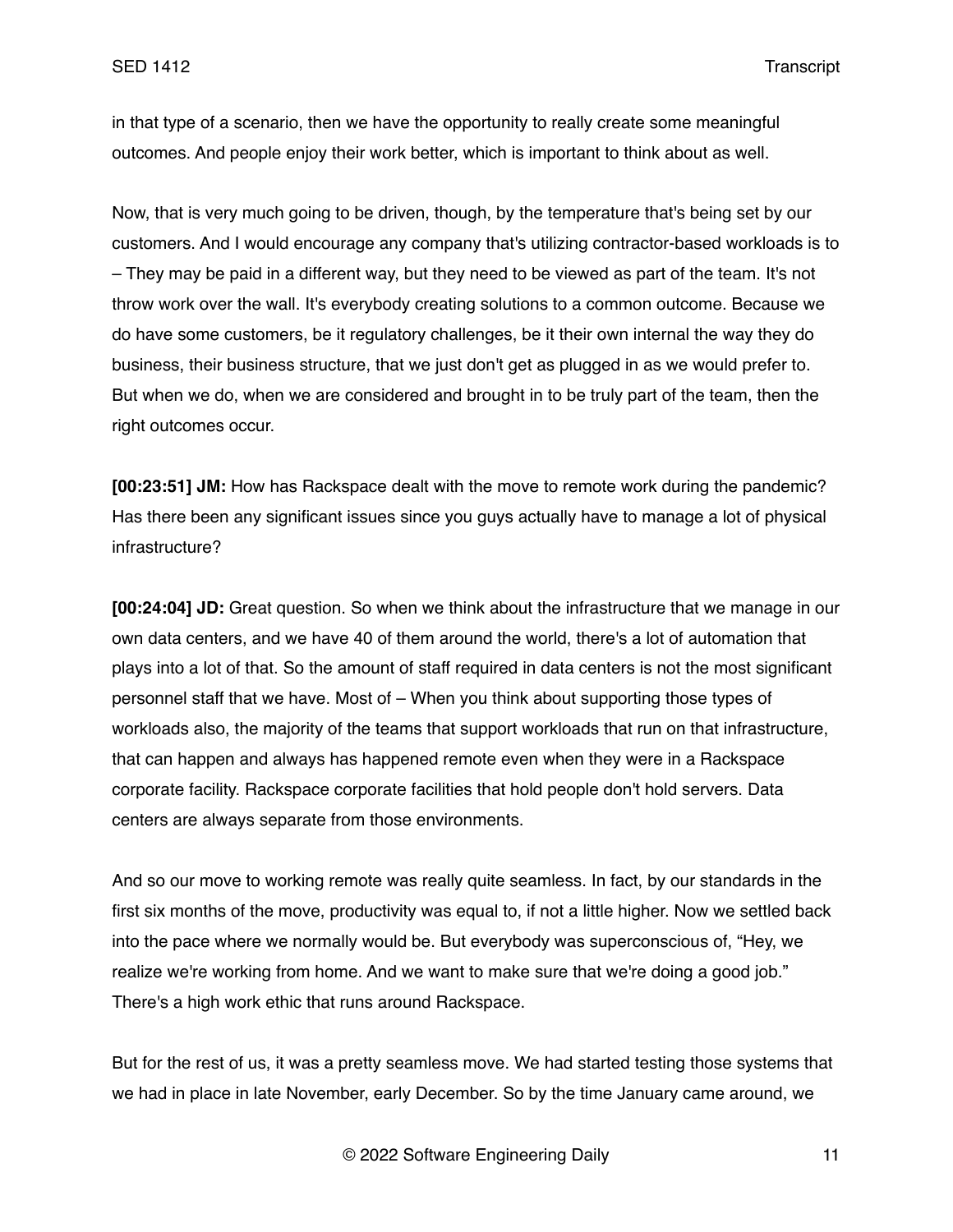in that type of a scenario, then we have the opportunity to really create some meaningful outcomes. And people enjoy their work better, which is important to think about as well.

Now, that is very much going to be driven, though, by the temperature that's being set by our customers. And I would encourage any company that's utilizing contractor-based workloads is to – They may be paid in a different way, but they need to be viewed as part of the team. It's not throw work over the wall. It's everybody creating solutions to a common outcome. Because we do have some customers, be it regulatory challenges, be it their own internal the way they do business, their business structure, that we just don't get as plugged in as we would prefer to. But when we do, when we are considered and brought in to be truly part of the team, then the right outcomes occur.

**[00:23:51] JM:** How has Rackspace dealt with the move to remote work during the pandemic? Has there been any significant issues since you guys actually have to manage a lot of physical infrastructure?

**[00:24:04] JD:** Great question. So when we think about the infrastructure that we manage in our own data centers, and we have 40 of them around the world, there's a lot of automation that plays into a lot of that. So the amount of staff required in data centers is not the most significant personnel staff that we have. Most of – When you think about supporting those types of workloads also, the majority of the teams that support workloads that run on that infrastructure, that can happen and always has happened remote even when they were in a Rackspace corporate facility. Rackspace corporate facilities that hold people don't hold servers. Data centers are always separate from those environments.

And so our move to working remote was really quite seamless. In fact, by our standards in the first six months of the move, productivity was equal to, if not a little higher. Now we settled back into the pace where we normally would be. But everybody was superconscious of, "Hey, we realize we're working from home. And we want to make sure that we're doing a good job." There's a high work ethic that runs around Rackspace.

But for the rest of us, it was a pretty seamless move. We had started testing those systems that we had in place in late November, early December. So by the time January came around, we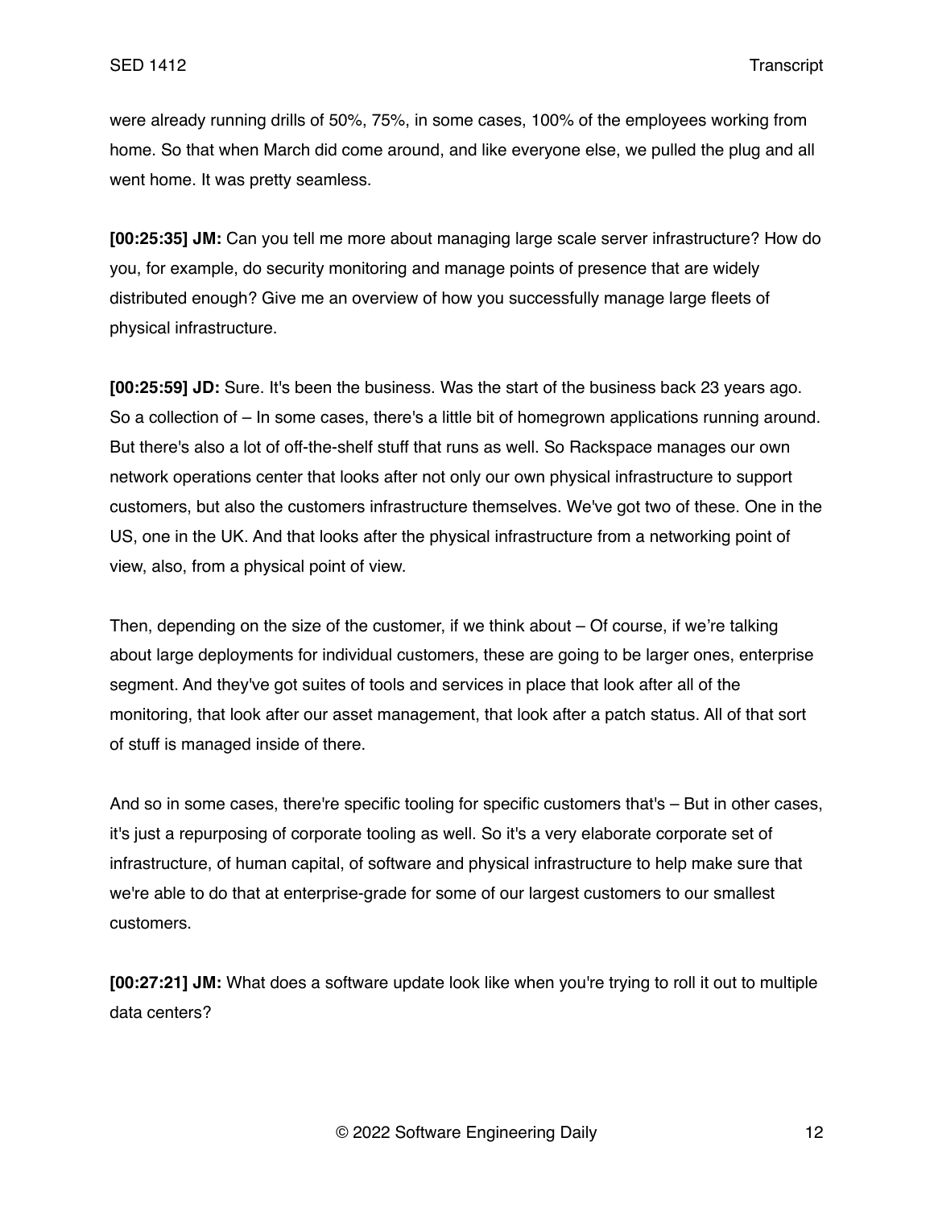were already running drills of 50%, 75%, in some cases, 100% of the employees working from home. So that when March did come around, and like everyone else, we pulled the plug and all went home. It was pretty seamless.

**[00:25:35] JM:** Can you tell me more about managing large scale server infrastructure? How do you, for example, do security monitoring and manage points of presence that are widely distributed enough? Give me an overview of how you successfully manage large fleets of physical infrastructure.

**[00:25:59] JD:** Sure. It's been the business. Was the start of the business back 23 years ago. So a collection of – In some cases, there's a little bit of homegrown applications running around. But there's also a lot of off-the-shelf stuff that runs as well. So Rackspace manages our own network operations center that looks after not only our own physical infrastructure to support customers, but also the customers infrastructure themselves. We've got two of these. One in the US, one in the UK. And that looks after the physical infrastructure from a networking point of view, also, from a physical point of view.

Then, depending on the size of the customer, if we think about – Of course, if we're talking about large deployments for individual customers, these are going to be larger ones, enterprise segment. And they've got suites of tools and services in place that look after all of the monitoring, that look after our asset management, that look after a patch status. All of that sort of stuff is managed inside of there.

And so in some cases, there're specific tooling for specific customers that's – But in other cases, it's just a repurposing of corporate tooling as well. So it's a very elaborate corporate set of infrastructure, of human capital, of software and physical infrastructure to help make sure that we're able to do that at enterprise-grade for some of our largest customers to our smallest customers.

**[00:27:21] JM:** What does a software update look like when you're trying to roll it out to multiple data centers?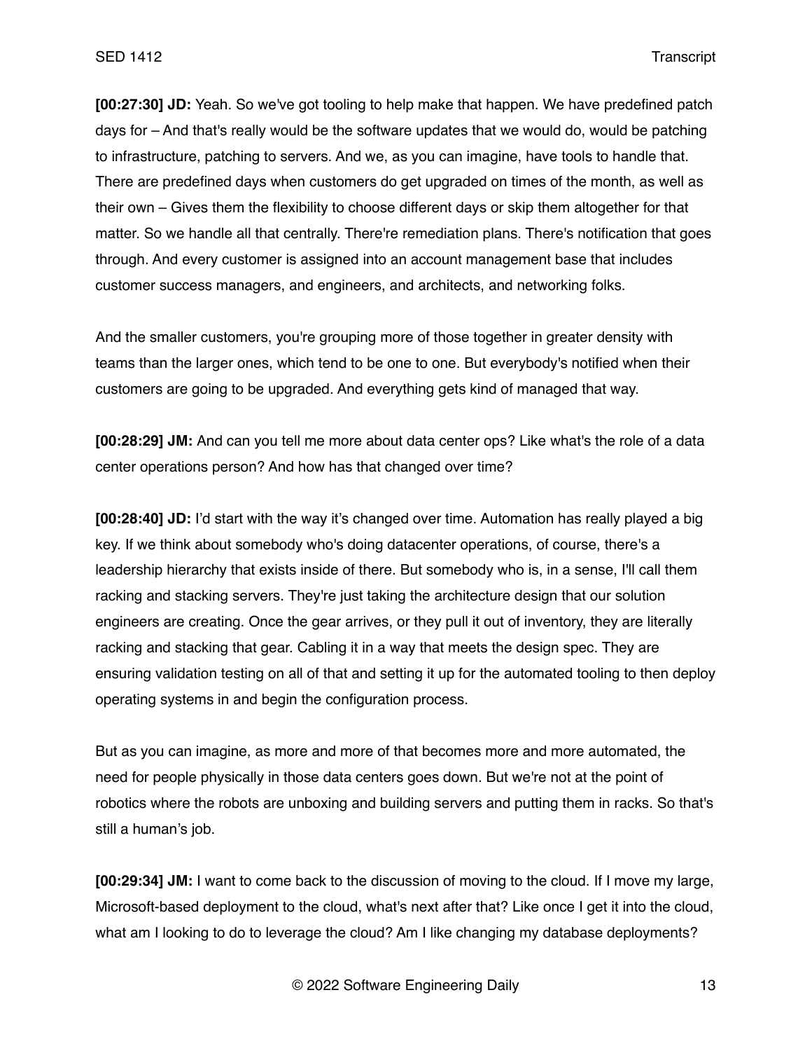**[00:27:30] JD:** Yeah. So we've got tooling to help make that happen. We have predefined patch days for – And that's really would be the software updates that we would do, would be patching to infrastructure, patching to servers. And we, as you can imagine, have tools to handle that. There are predefined days when customers do get upgraded on times of the month, as well as their own – Gives them the flexibility to choose different days or skip them altogether for that matter. So we handle all that centrally. There're remediation plans. There's notification that goes through. And every customer is assigned into an account management base that includes customer success managers, and engineers, and architects, and networking folks.

And the smaller customers, you're grouping more of those together in greater density with teams than the larger ones, which tend to be one to one. But everybody's notified when their customers are going to be upgraded. And everything gets kind of managed that way.

**[00:28:29] JM:** And can you tell me more about data center ops? Like what's the role of a data center operations person? And how has that changed over time?

**[00:28:40] JD:** I'd start with the way it's changed over time. Automation has really played a big key. If we think about somebody who's doing datacenter operations, of course, there's a leadership hierarchy that exists inside of there. But somebody who is, in a sense, I'll call them racking and stacking servers. They're just taking the architecture design that our solution engineers are creating. Once the gear arrives, or they pull it out of inventory, they are literally racking and stacking that gear. Cabling it in a way that meets the design spec. They are ensuring validation testing on all of that and setting it up for the automated tooling to then deploy operating systems in and begin the configuration process.

But as you can imagine, as more and more of that becomes more and more automated, the need for people physically in those data centers goes down. But we're not at the point of robotics where the robots are unboxing and building servers and putting them in racks. So that's still a human's job.

**[00:29:34] JM:** I want to come back to the discussion of moving to the cloud. If I move my large, Microsoft-based deployment to the cloud, what's next after that? Like once I get it into the cloud, what am I looking to do to leverage the cloud? Am I like changing my database deployments?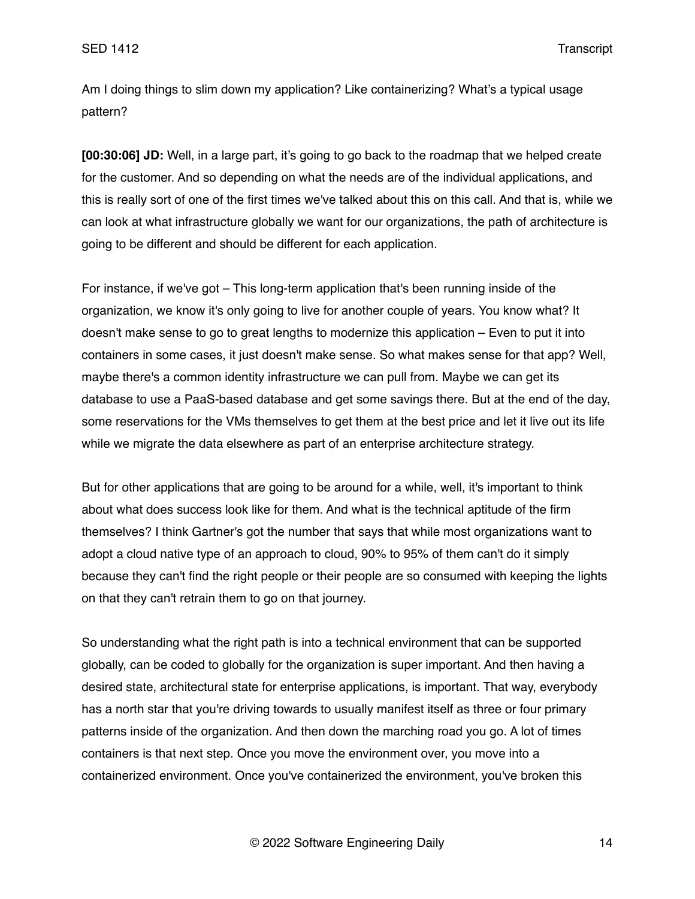Am I doing things to slim down my application? Like containerizing? What's a typical usage pattern?

**[00:30:06] JD:** Well, in a large part, it's going to go back to the roadmap that we helped create for the customer. And so depending on what the needs are of the individual applications, and this is really sort of one of the first times we've talked about this on this call. And that is, while we can look at what infrastructure globally we want for our organizations, the path of architecture is going to be different and should be different for each application.

For instance, if we've got – This long-term application that's been running inside of the organization, we know it's only going to live for another couple of years. You know what? It doesn't make sense to go to great lengths to modernize this application – Even to put it into containers in some cases, it just doesn't make sense. So what makes sense for that app? Well, maybe there's a common identity infrastructure we can pull from. Maybe we can get its database to use a PaaS-based database and get some savings there. But at the end of the day, some reservations for the VMs themselves to get them at the best price and let it live out its life while we migrate the data elsewhere as part of an enterprise architecture strategy.

But for other applications that are going to be around for a while, well, it's important to think about what does success look like for them. And what is the technical aptitude of the firm themselves? I think Gartner's got the number that says that while most organizations want to adopt a cloud native type of an approach to cloud, 90% to 95% of them can't do it simply because they can't find the right people or their people are so consumed with keeping the lights on that they can't retrain them to go on that journey.

So understanding what the right path is into a technical environment that can be supported globally, can be coded to globally for the organization is super important. And then having a desired state, architectural state for enterprise applications, is important. That way, everybody has a north star that you're driving towards to usually manifest itself as three or four primary patterns inside of the organization. And then down the marching road you go. A lot of times containers is that next step. Once you move the environment over, you move into a containerized environment. Once you've containerized the environment, you've broken this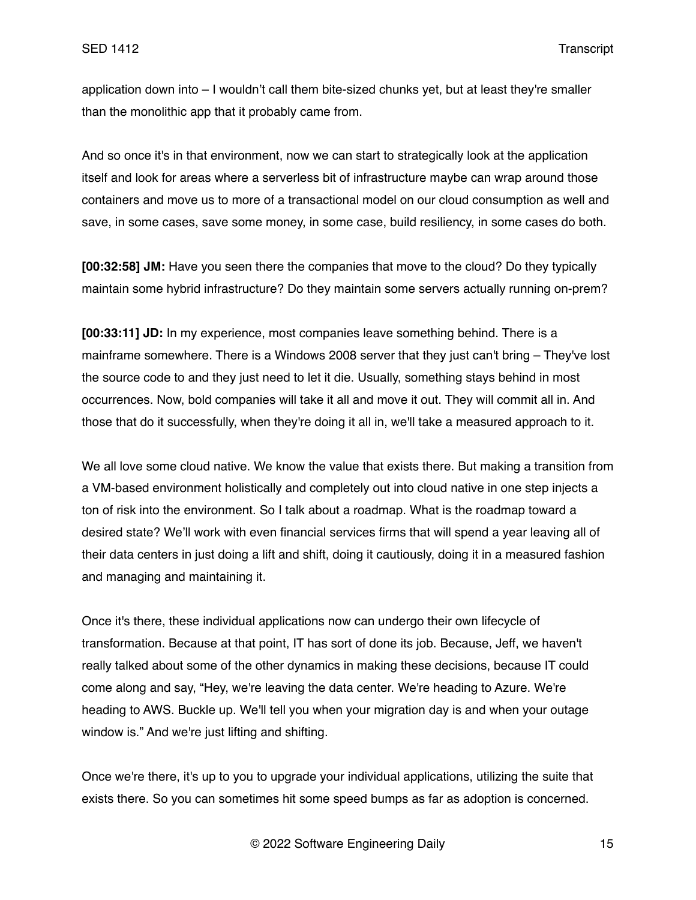application down into – I wouldn't call them bite-sized chunks yet, but at least they're smaller than the monolithic app that it probably came from.

And so once it's in that environment, now we can start to strategically look at the application itself and look for areas where a serverless bit of infrastructure maybe can wrap around those containers and move us to more of a transactional model on our cloud consumption as well and save, in some cases, save some money, in some case, build resiliency, in some cases do both.

**[00:32:58] JM:** Have you seen there the companies that move to the cloud? Do they typically maintain some hybrid infrastructure? Do they maintain some servers actually running on-prem?

**[00:33:11] JD:** In my experience, most companies leave something behind. There is a mainframe somewhere. There is a Windows 2008 server that they just can't bring – They've lost the source code to and they just need to let it die. Usually, something stays behind in most occurrences. Now, bold companies will take it all and move it out. They will commit all in. And those that do it successfully, when they're doing it all in, we'll take a measured approach to it.

We all love some cloud native. We know the value that exists there. But making a transition from a VM-based environment holistically and completely out into cloud native in one step injects a ton of risk into the environment. So I talk about a roadmap. What is the roadmap toward a desired state? We'll work with even financial services firms that will spend a year leaving all of their data centers in just doing a lift and shift, doing it cautiously, doing it in a measured fashion and managing and maintaining it.

Once it's there, these individual applications now can undergo their own lifecycle of transformation. Because at that point, IT has sort of done its job. Because, Jeff, we haven't really talked about some of the other dynamics in making these decisions, because IT could come along and say, "Hey, we're leaving the data center. We're heading to Azure. We're heading to AWS. Buckle up. We'll tell you when your migration day is and when your outage window is." And we're just lifting and shifting.

Once we're there, it's up to you to upgrade your individual applications, utilizing the suite that exists there. So you can sometimes hit some speed bumps as far as adoption is concerned.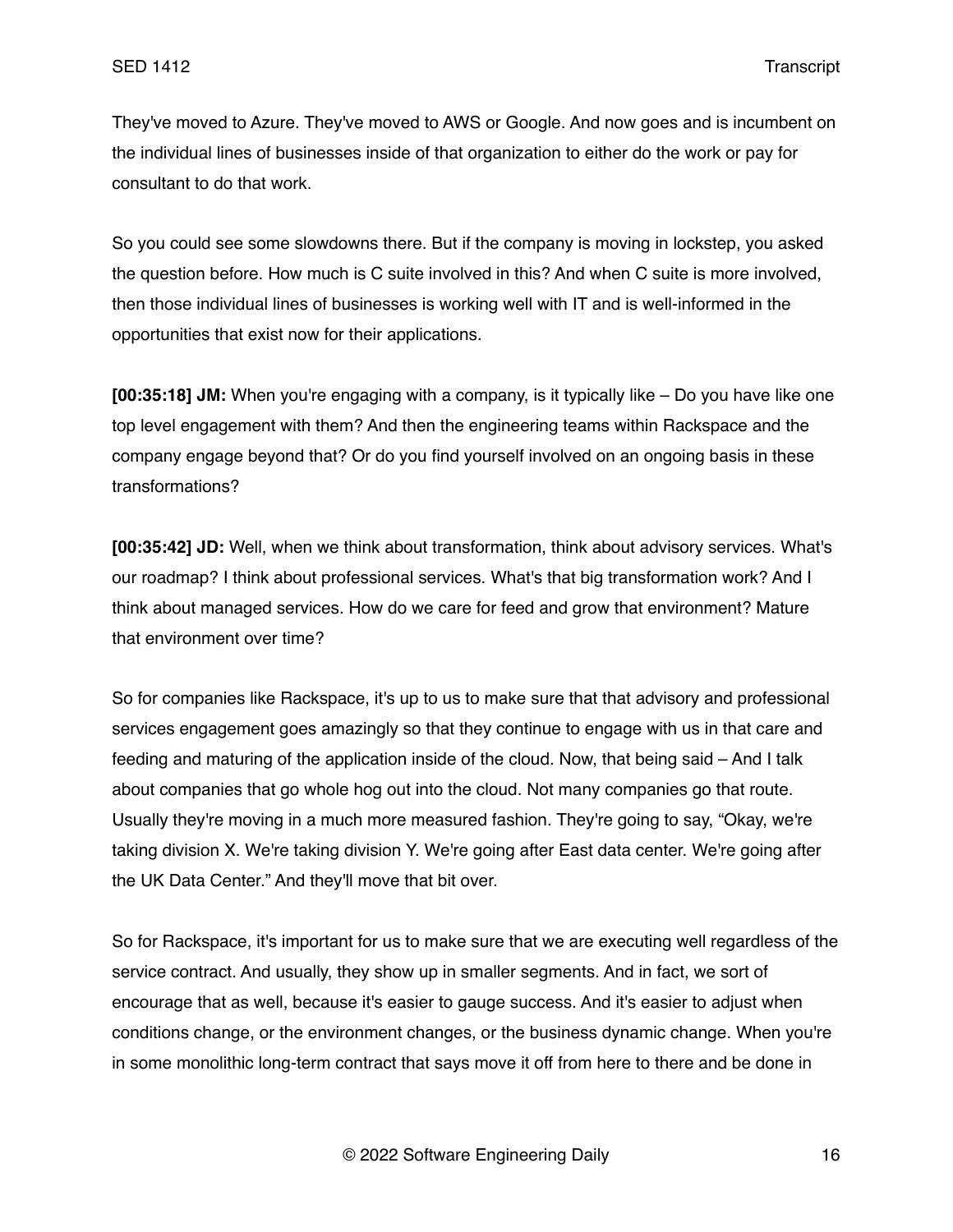They've moved to Azure. They've moved to AWS or Google. And now goes and is incumbent on the individual lines of businesses inside of that organization to either do the work or pay for consultant to do that work.

So you could see some slowdowns there. But if the company is moving in lockstep, you asked the question before. How much is C suite involved in this? And when C suite is more involved, then those individual lines of businesses is working well with IT and is well-informed in the opportunities that exist now for their applications.

**[00:35:18] JM:** When you're engaging with a company, is it typically like – Do you have like one top level engagement with them? And then the engineering teams within Rackspace and the company engage beyond that? Or do you find yourself involved on an ongoing basis in these transformations?

**[00:35:42] JD:** Well, when we think about transformation, think about advisory services. What's our roadmap? I think about professional services. What's that big transformation work? And I think about managed services. How do we care for feed and grow that environment? Mature that environment over time?

So for companies like Rackspace, it's up to us to make sure that that advisory and professional services engagement goes amazingly so that they continue to engage with us in that care and feeding and maturing of the application inside of the cloud. Now, that being said – And I talk about companies that go whole hog out into the cloud. Not many companies go that route. Usually they're moving in a much more measured fashion. They're going to say, "Okay, we're taking division X. We're taking division Y. We're going after East data center. We're going after the UK Data Center." And they'll move that bit over.

So for Rackspace, it's important for us to make sure that we are executing well regardless of the service contract. And usually, they show up in smaller segments. And in fact, we sort of encourage that as well, because it's easier to gauge success. And it's easier to adjust when conditions change, or the environment changes, or the business dynamic change. When you're in some monolithic long-term contract that says move it off from here to there and be done in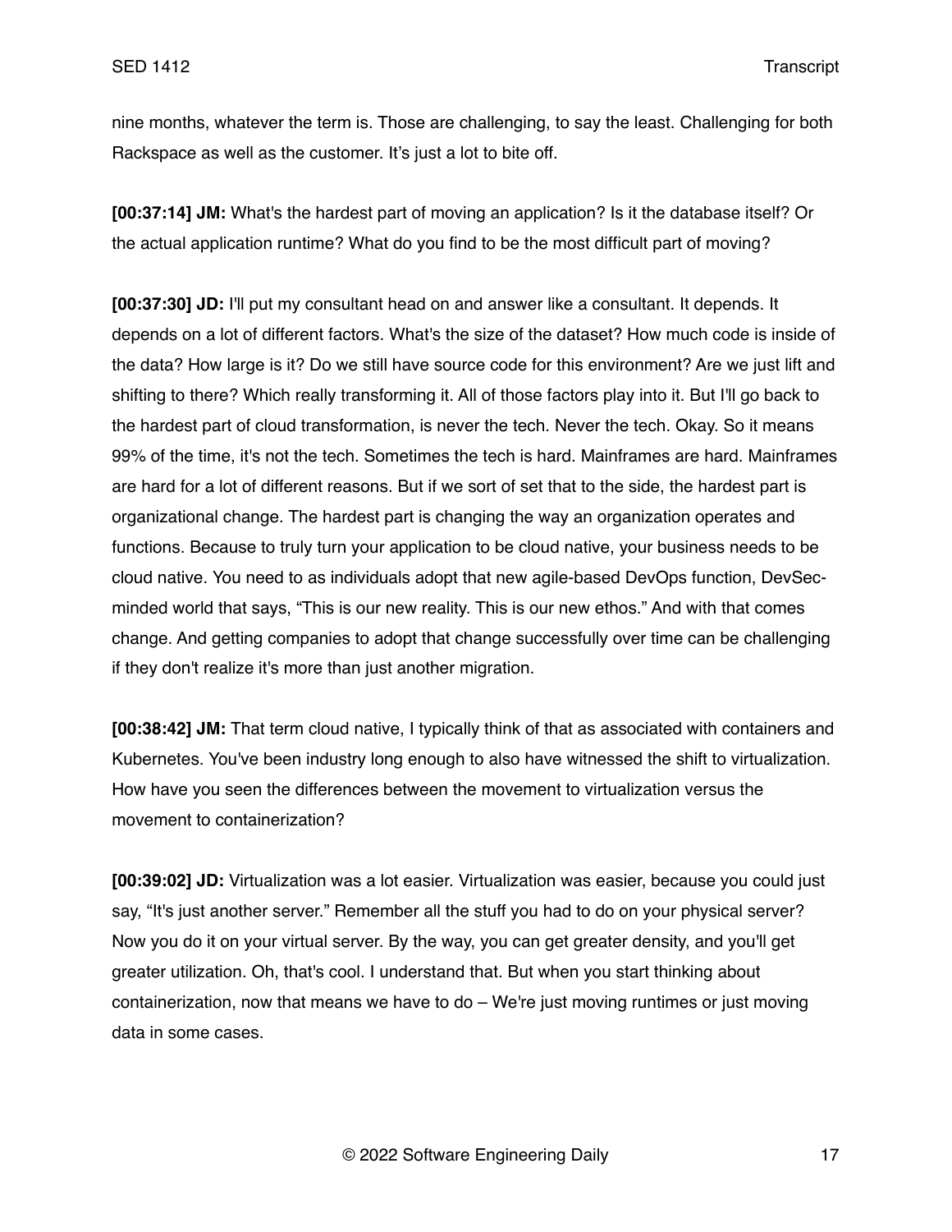nine months, whatever the term is. Those are challenging, to say the least. Challenging for both Rackspace as well as the customer. It's just a lot to bite off.

**[00:37:14] JM:** What's the hardest part of moving an application? Is it the database itself? Or the actual application runtime? What do you find to be the most difficult part of moving?

**[00:37:30] JD:** I'll put my consultant head on and answer like a consultant. It depends. It depends on a lot of different factors. What's the size of the dataset? How much code is inside of the data? How large is it? Do we still have source code for this environment? Are we just lift and shifting to there? Which really transforming it. All of those factors play into it. But I'll go back to the hardest part of cloud transformation, is never the tech. Never the tech. Okay. So it means 99% of the time, it's not the tech. Sometimes the tech is hard. Mainframes are hard. Mainframes are hard for a lot of different reasons. But if we sort of set that to the side, the hardest part is organizational change. The hardest part is changing the way an organization operates and functions. Because to truly turn your application to be cloud native, your business needs to be cloud native. You need to as individuals adopt that new agile-based DevOps function, DevSec-minded world that says, "This is our new reality. This is our new ethos." And with that comes change. And getting companies to adopt that change successfully over time can be challenging if they don't realize it's more than just another migration.

**[00:38:42] JM:** That term cloud native, I typically think of that as associated with containers and Kubernetes. You've been industry long enough to also have witnessed the shift to virtualization. How have you seen the differences between the movement to virtualization versus the movement to containerization?

**[00:39:02] JD:** Virtualization was a lot easier. Virtualization was easier, because you could just say, "It's just another server." Remember all the stuff you had to do on your physical server? Now you do it on your virtual server. By the way, you can get greater density, and you'll get greater utilization. Oh, that's cool. I understand that. But when you start thinking about containerization, now that means we have to do – We're just moving runtimes or just moving data in some cases.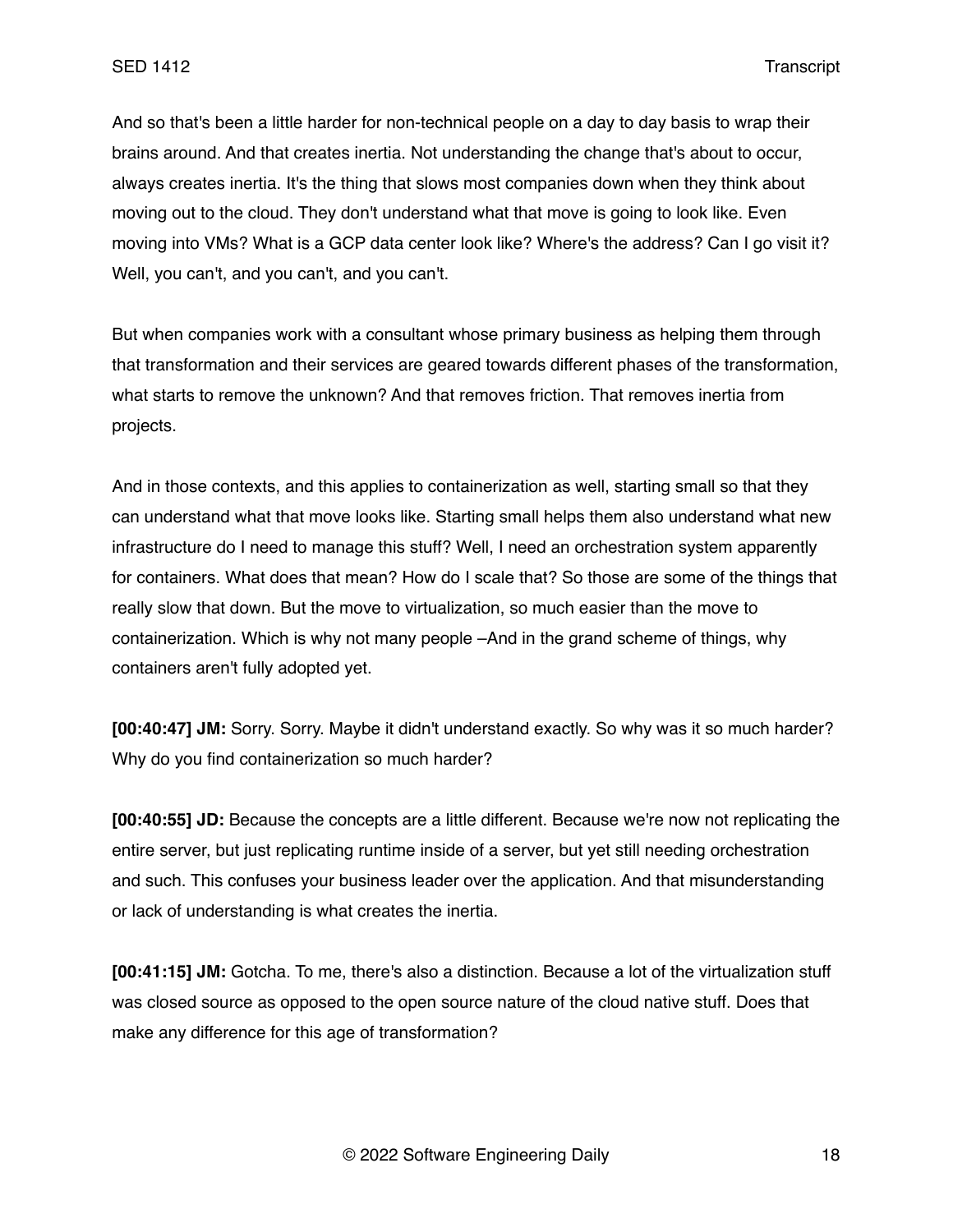And so that's been a little harder for non-technical people on a day to day basis to wrap their brains around. And that creates inertia. Not understanding the change that's about to occur, always creates inertia. It's the thing that slows most companies down when they think about moving out to the cloud. They don't understand what that move is going to look like. Even moving into VMs? What is a GCP data center look like? Where's the address? Can I go visit it? Well, you can't, and you can't, and you can't.

But when companies work with a consultant whose primary business as helping them through that transformation and their services are geared towards different phases of the transformation, what starts to remove the unknown? And that removes friction. That removes inertia from projects.

And in those contexts, and this applies to containerization as well, starting small so that they can understand what that move looks like. Starting small helps them also understand what new infrastructure do I need to manage this stuff? Well, I need an orchestration system apparently for containers. What does that mean? How do I scale that? So those are some of the things that really slow that down. But the move to virtualization, so much easier than the move to containerization. Which is why not many people –And in the grand scheme of things, why containers aren't fully adopted yet.

**[00:40:47] JM:** Sorry. Sorry. Maybe it didn't understand exactly. So why was it so much harder? Why do you find containerization so much harder?

**[00:40:55] JD:** Because the concepts are a little different. Because we're now not replicating the entire server, but just replicating runtime inside of a server, but yet still needing orchestration and such. This confuses your business leader over the application. And that misunderstanding or lack of understanding is what creates the inertia.

**[00:41:15] JM:** Gotcha. To me, there's also a distinction. Because a lot of the virtualization stuff was closed source as opposed to the open source nature of the cloud native stuff. Does that make any difference for this age of transformation?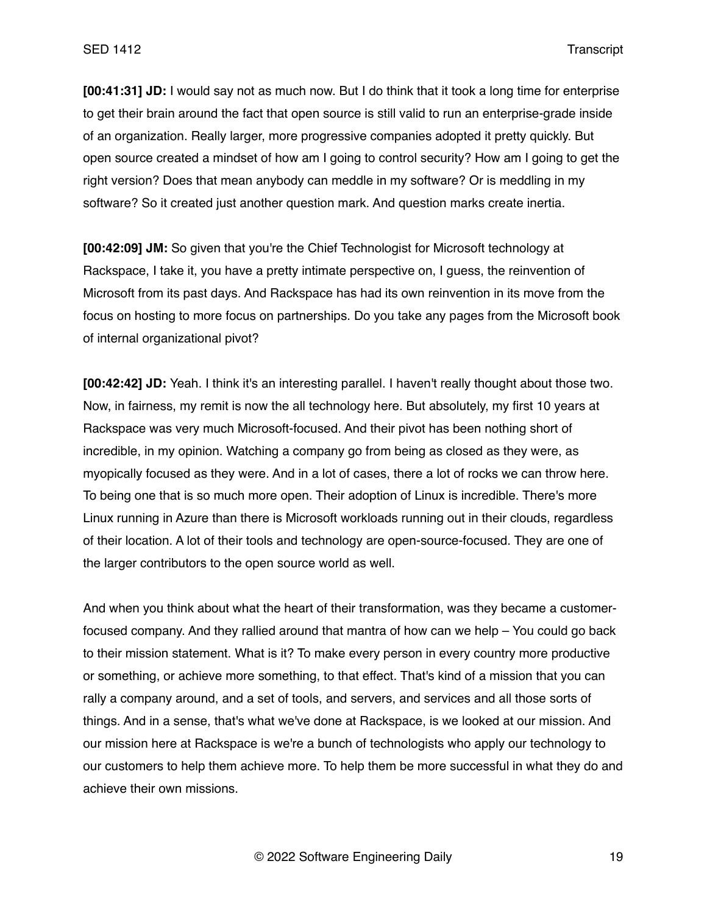**[00:41:31] JD:** I would say not as much now. But I do think that it took a long time for enterprise to get their brain around the fact that open source is still valid to run an enterprise-grade inside of an organization. Really larger, more progressive companies adopted it pretty quickly. But open source created a mindset of how am I going to control security? How am I going to get the right version? Does that mean anybody can meddle in my software? Or is meddling in my software? So it created just another question mark. And question marks create inertia.

**[00:42:09] JM:** So given that you're the Chief Technologist for Microsoft technology at Rackspace, I take it, you have a pretty intimate perspective on, I guess, the reinvention of Microsoft from its past days. And Rackspace has had its own reinvention in its move from the focus on hosting to more focus on partnerships. Do you take any pages from the Microsoft book of internal organizational pivot?

**[00:42:42] JD:** Yeah. I think it's an interesting parallel. I haven't really thought about those two. Now, in fairness, my remit is now the all technology here. But absolutely, my first 10 years at Rackspace was very much Microsoft-focused. And their pivot has been nothing short of incredible, in my opinion. Watching a company go from being as closed as they were, as myopically focused as they were. And in a lot of cases, there a lot of rocks we can throw here. To being one that is so much more open. Their adoption of Linux is incredible. There's more Linux running in Azure than there is Microsoft workloads running out in their clouds, regardless of their location. A lot of their tools and technology are open-source-focused. They are one of the larger contributors to the open source world as well.

And when you think about what the heart of their transformation, was they became a customer-focused company. And they rallied around that mantra of how can we help – You could go back to their mission statement. What is it? To make every person in every country more productive or something, or achieve more something, to that effect. That's kind of a mission that you can rally a company around, and a set of tools, and servers, and services and all those sorts of things. And in a sense, that's what we've done at Rackspace, is we looked at our mission. And our mission here at Rackspace is we're a bunch of technologists who apply our technology to our customers to help them achieve more. To help them be more successful in what they do and achieve their own missions.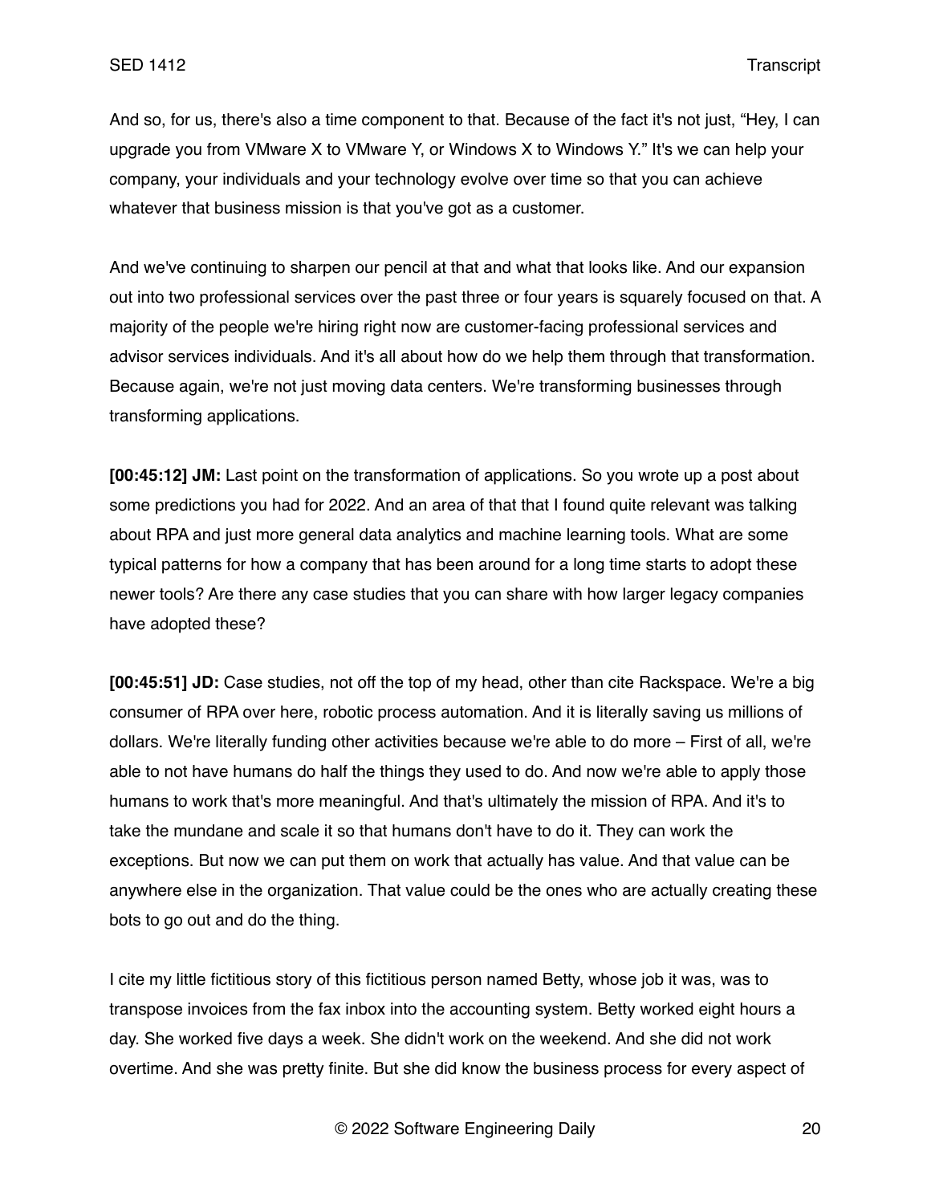And so, for us, there's also a time component to that. Because of the fact it's not just, "Hey, I can upgrade you from VMware X to VMware Y, or Windows X to Windows Y." It's we can help your company, your individuals and your technology evolve over time so that you can achieve whatever that business mission is that you've got as a customer.

And we've continuing to sharpen our pencil at that and what that looks like. And our expansion out into two professional services over the past three or four years is squarely focused on that. A majority of the people we're hiring right now are customer-facing professional services and advisor services individuals. And it's all about how do we help them through that transformation. Because again, we're not just moving data centers. We're transforming businesses through transforming applications.

**[00:45:12] JM:** Last point on the transformation of applications. So you wrote up a post about some predictions you had for 2022. And an area of that that I found quite relevant was talking about RPA and just more general data analytics and machine learning tools. What are some typical patterns for how a company that has been around for a long time starts to adopt these newer tools? Are there any case studies that you can share with how larger legacy companies have adopted these?

**[00:45:51] JD:** Case studies, not off the top of my head, other than cite Rackspace. We're a big consumer of RPA over here, robotic process automation. And it is literally saving us millions of dollars. We're literally funding other activities because we're able to do more – First of all, we're able to not have humans do half the things they used to do. And now we're able to apply those humans to work that's more meaningful. And that's ultimately the mission of RPA. And it's to take the mundane and scale it so that humans don't have to do it. They can work the exceptions. But now we can put them on work that actually has value. And that value can be anywhere else in the organization. That value could be the ones who are actually creating these bots to go out and do the thing.

I cite my little fictitious story of this fictitious person named Betty, whose job it was, was to transpose invoices from the fax inbox into the accounting system. Betty worked eight hours a day. She worked five days a week. She didn't work on the weekend. And she did not work overtime. And she was pretty finite. But she did know the business process for every aspect of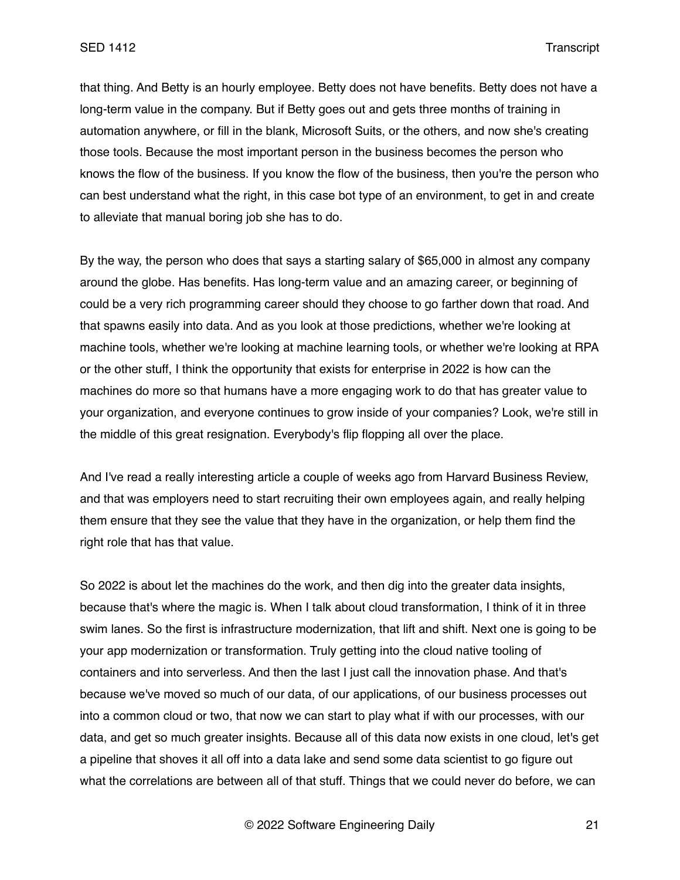that thing. And Betty is an hourly employee. Betty does not have benefits. Betty does not have a long-term value in the company. But if Betty goes out and gets three months of training in automation anywhere, or fill in the blank, Microsoft Suits, or the others, and now she's creating those tools. Because the most important person in the business becomes the person who knows the flow of the business. If you know the flow of the business, then you're the person who can best understand what the right, in this case bot type of an environment, to get in and create to alleviate that manual boring job she has to do.

By the way, the person who does that says a starting salary of $65,000 in almost any company around the globe. Has benefits. Has long-term value and an amazing career, or beginning of could be a very rich programming career should they choose to go farther down that road. And that spawns easily into data. And as you look at those predictions, whether we're looking at machine tools, whether we're looking at machine learning tools, or whether we're looking at RPA or the other stuff, I think the opportunity that exists for enterprise in 2022 is how can the machines do more so that humans have a more engaging work to do that has greater value to your organization, and everyone continues to grow inside of your companies? Look, we're still in the middle of this great resignation. Everybody's flip flopping all over the place.

And I've read a really interesting article a couple of weeks ago from Harvard Business Review, and that was employers need to start recruiting their own employees again, and really helping them ensure that they see the value that they have in the organization, or help them find the right role that has that value.

So 2022 is about let the machines do the work, and then dig into the greater data insights, because that's where the magic is. When I talk about cloud transformation, I think of it in three swim lanes. So the first is infrastructure modernization, that lift and shift. Next one is going to be your app modernization or transformation. Truly getting into the cloud native tooling of containers and into serverless. And then the last I just call the innovation phase. And that's because we've moved so much of our data, of our applications, of our business processes out into a common cloud or two, that now we can start to play what if with our processes, with our data, and get so much greater insights. Because all of this data now exists in one cloud, let's get a pipeline that shoves it all off into a data lake and send some data scientist to go figure out what the correlations are between all of that stuff. Things that we could never do before, we can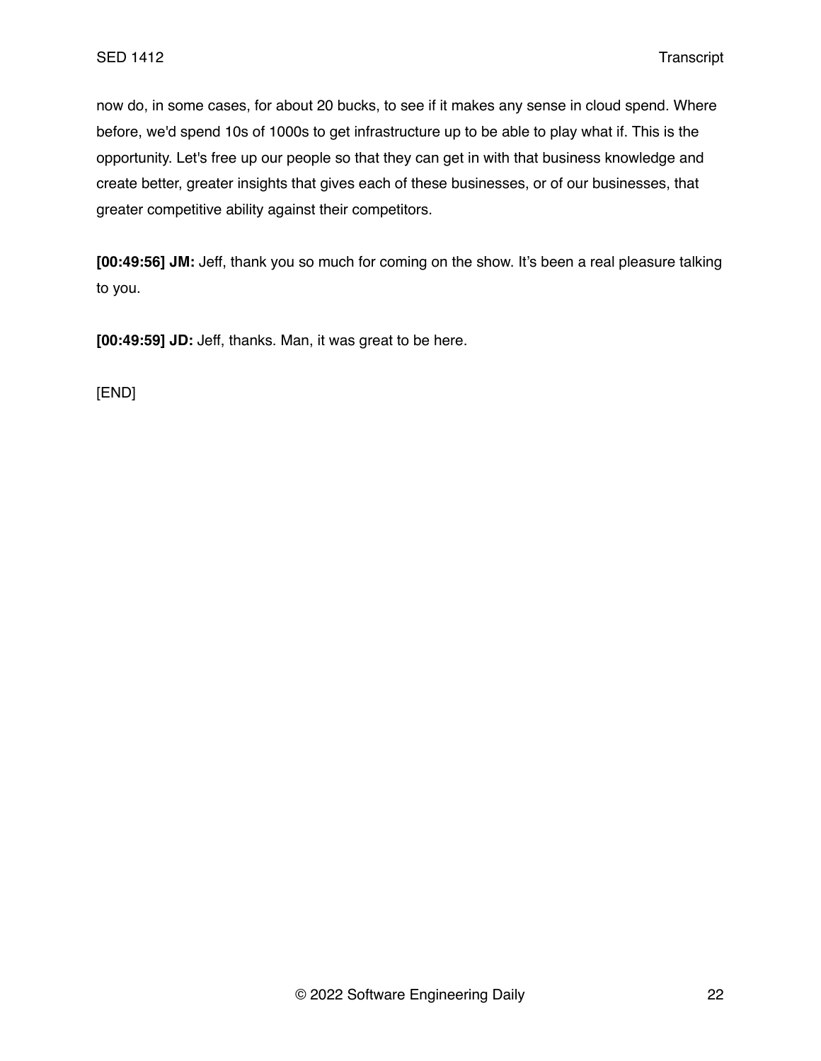now do, in some cases, for about 20 bucks, to see if it makes any sense in cloud spend. Where before, we'd spend 10s of 1000s to get infrastructure up to be able to play what if. This is the opportunity. Let's free up our people so that they can get in with that business knowledge and create better, greater insights that gives each of these businesses, or of our businesses, that greater competitive ability against their competitors.

**[00:49:56] JM:** Jeff, thank you so much for coming on the show. It's been a real pleasure talking to you.

**[00:49:59] JD:** Jeff, thanks. Man, it was great to be here.

[END]